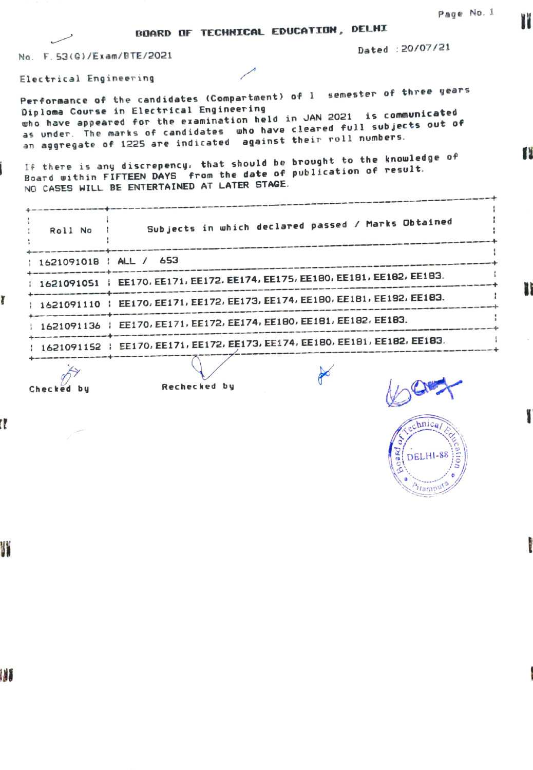# BOARD OF TECHNICAL EDUCATION, DELHI

No. F.53(G)/Exam/BTE/2021

Dated : 20/07/21

Electrical Engineering

Performance of the candidates (Compartment) of 1 semester of three years Diploma Course in Electrical Engineering who have appeared for the examination held in JAN 2021 is communicated as under. The marks of candidates who have cleared full subjects out of an aggregate of 1225 are indicated against their roll numbers.

If there is any discrepency, that should be brought to the knowledge of Board within FIFTEEN DAYS from the date of publication of result. NO CASES WILL BE ENTERTAINED AT LATER STAGE.

| Roll No | Subjects in which declared passed / Marks Obtained |
|---|---|
| 1621091018 | ALL / 653 |
| 1621091051 | EE170, EE171, EE172, EE174, EE175, EE180, EE181, EE182, EE183. |
| 1621091110 | EE170, EE171, EE172, EE173, EE174, EE180, EE181, EE182, EE183. |
| 1621091136 | EE170, EE171, EE172, EE174, EE180, EE181, EE182, EE183. |
| 1621091152 | EE170, EE171, EE172, EE173, EE174, EE180, EE181, EE182, EE183. |

Checked by

Rechecked by

Board of Technical Education, DELHI-88, Pitampura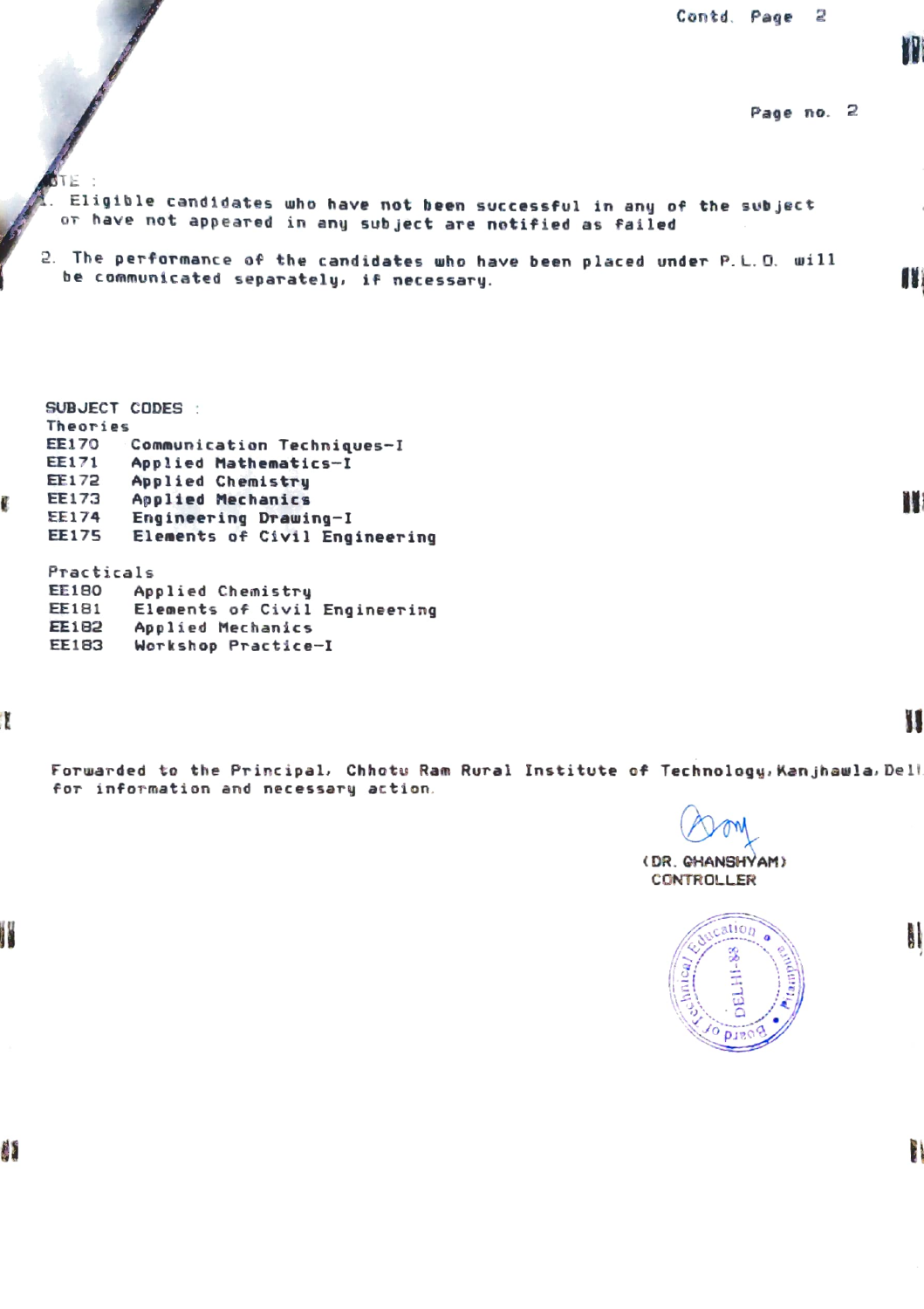Contd. Page 2

NOTE :

1. Eligible candidates who have not been successful in any of the subject or have not appeared in any subject are notified as failed

2. The performance of the candidates who have been placed under P.L.O. will be communicated separately, if necessary.

SUBJECT CODES :

Theories

| | |
|---|---|
| EE170 | Communication Techniques-I |
| EE171 | Applied Mathematics-I |
| EE172 | Applied Chemistry |
| EE173 | Applied Mechanics |
| EE174 | Engineering Drawing-I |
| EE175 | Elements of Civil Engineering |

Practicals

| | |
|---|---|
| EE180 | Applied Chemistry |
| EE181 | Elements of Civil Engineering |
| EE182 | Applied Mechanics |
| EE183 | Workshop Practice-I |

Forwarded to the Principal, Chhotu Ram Rural Institute of Technology, Kanjhawla, Dell for information and necessary action.

(DR. GHANSHYAM)
CONTROLLER

Board of Technical Education DELHI-88 Pratibha